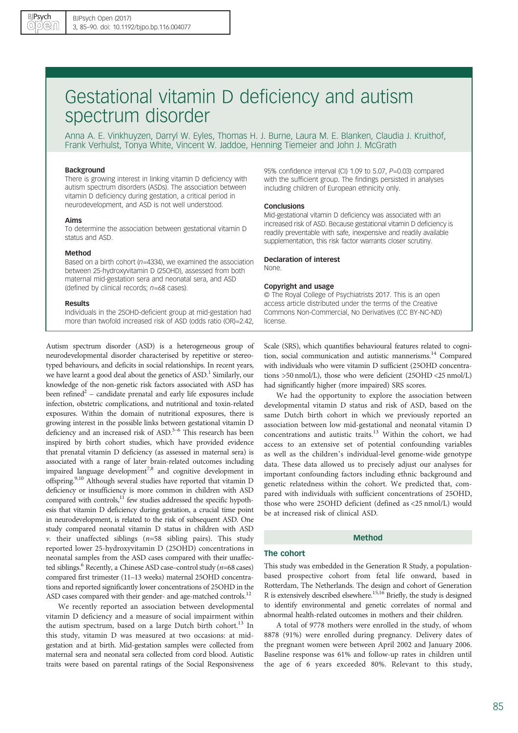# Gestational vitamin D deficiency and autism spectrum disorder

Anna A. E. Vinkhuyzen, Darryl W. Eyles, Thomas H. J. Burne, Laura M. E. Blanken, Claudia J. Kruithof, Frank Verhulst, Tonya White, Vincent W. Jaddoe, Henning Tiemeier and John J. McGrath

### Background

There is growing interest in linking vitamin D deficiency with autism spectrum disorders (ASDs). The association between vitamin D deficiency during gestation, a critical period in neurodevelopment, and ASD is not well understood.

### Aims

To determine the association between gestational vitamin D status and ASD.

### Method

Based on a birth cohort (*n*=4334), we examined the association between 25-hydroxyvitamin D (25OHD), assessed from both maternal mid-gestation sera and neonatal sera, and ASD (defined by clinical records; *n*=68 cases).

### Results

Individuals in the 25OHD-deficient group at mid-gestation had more than twofold increased risk of ASD (odds ratio (OR)=2.42, 95% confidence interval (CI) 1.09 to 5.07, *P*=0.03) compared with the sufficient group. The findings persisted in analyses including children of European ethnicity only.

### Conclusions

Mid-gestational vitamin D deficiency was associated with an increased risk of ASD. Because gestational vitamin D deficiency is readily preventable with safe, inexpensive and readily available supplementation, this risk factor warrants closer scrutiny.

### Declaration of interest

None.

### Copyright and usage

© The Royal College of Psychiatrists 2017. This is an open access article distributed under the terms of the Creative Commons Non-Commercial, No Derivatives (CC BY-NC-ND) license.

Autism spectrum disorder (ASD) is a heterogeneous group of neurodevelopmental disorder characterised by repetitive or stereotyped behaviours, and deficits in social relationships. In recent years, we have learnt a good deal about the genetics of ASD.[1] Similarly, our knowledge of the non-genetic risk factors associated with ASD has been refined[2] – candidate prenatal and early life exposures include infection, obstetric complications, and nutritional and toxin-related exposures. Within the domain of nutritional exposures, there is growing interest in the possible links between gestational vitamin D deficiency and an increased risk of ASD.[3–6] This research has been inspired by birth cohort studies, which have provided evidence that prenatal vitamin D deficiency (as assessed in maternal sera) is associated with a range of later brain-related outcomes including impaired language development[7,8] and cognitive development in offspring.[9,10] Although several studies have reported that vitamin D deficiency or insufficiency is more common in children with ASD compared with controls,[11] few studies addressed the specific hypothesis that vitamin D deficiency during gestation, a crucial time point in neurodevelopment, is related to the risk of subsequent ASD. One study compared neonatal vitamin D status in children with ASD *v.* their unaffected siblings (*n*=58 sibling pairs). This study reported lower 25-hydroxyvitamin D (25OHD) concentrations in neonatal samples from the ASD cases compared with their unaffected siblings.[6] Recently, a Chinese ASD case–control study (*n*=68 cases) compared first trimester (11–13 weeks) maternal 25OHD concentrations and reported significantly lower concentrations of 25OHD in the ASD cases compared with their gender- and age-matched controls.[12]

We recently reported an association between developmental vitamin D deficiency and a measure of social impairment within the autism spectrum, based on a large Dutch birth cohort.[13] In this study, vitamin D was measured at two occasions: at mid-gestation and at birth. Mid-gestation samples were collected from maternal sera and neonatal sera collected from cord blood. Autistic traits were based on parental ratings of the Social Responsiveness Scale (SRS), which quantifies behavioural features related to cognition, social communication and autistic mannerisms.[14] Compared with individuals who were vitamin D sufficient (25OHD concentrations >50 nmol/L), those who were deficient (25OHD <25 nmol/L) had significantly higher (more impaired) SRS scores.

We had the opportunity to explore the association between developmental vitamin D status and risk of ASD, based on the same Dutch birth cohort in which we previously reported an association between low mid-gestational and neonatal vitamin D concentrations and autistic traits.[13] Within the cohort, we had access to an extensive set of potential confounding variables as well as the children's individual-level genome-wide genotype data. These data allowed us to precisely adjust our analyses for important confounding factors including ethnic background and genetic relatedness within the cohort. We predicted that, compared with individuals with sufficient concentrations of 25OHD, those who were 25OHD deficient (defined as <25 nmol/L) would be at increased risk of clinical ASD.

## Method

### The cohort

This study was embedded in the Generation R Study, a population-based prospective cohort from fetal life onward, based in Rotterdam, The Netherlands. The design and cohort of Generation R is extensively described elsewhere.[15,16] Briefly, the study is designed to identify environmental and genetic correlates of normal and abnormal health-related outcomes in mothers and their children.

A total of 9778 mothers were enrolled in the study, of whom 8878 (91%) were enrolled during pregnancy. Delivery dates of the pregnant women were between April 2002 and January 2006. Baseline response was 61% and follow-up rates in children until the age of 6 years exceeded 80%. Relevant to this study,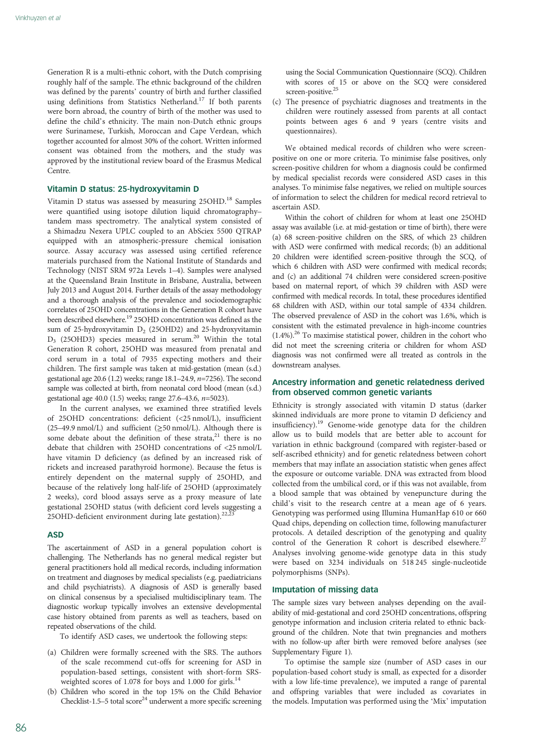Generation R is a multi-ethnic cohort, with the Dutch comprising roughly half of the sample. The ethnic background of the children was defined by the parents' country of birth and further classified using definitions from Statistics Netherland.[17] If both parents were born abroad, the country of birth of the mother was used to define the child's ethnicity. The main non-Dutch ethnic groups were Surinamese, Turkish, Moroccan and Cape Verdean, which together accounted for almost 30% of the cohort. Written informed consent was obtained from the mothers, and the study was approved by the institutional review board of the Erasmus Medical Centre.

### Vitamin D status: 25-hydroxyvitamin D

Vitamin D status was assessed by measuring 25OHD.[18] Samples were quantified using isotope dilution liquid chromatography–tandem mass spectrometry. The analytical system consisted of a Shimadzu Nexera UPLC coupled to an AbSciex 5500 QTRAP equipped with an atmospheric-pressure chemical ionisation source. Assay accuracy was assessed using certified reference materials purchased from the National Institute of Standards and Technology (NIST SRM 972a Levels 1–4). Samples were analysed at the Queensland Brain Institute in Brisbane, Australia, between July 2013 and August 2014. Further details of the assay methodology and a thorough analysis of the prevalence and sociodemographic correlates of 25OHD concentrations in the Generation R cohort have been described elsewhere.[19] 25OHD concentration was defined as the sum of 25-hydroxyvitamin $D_2$ (25OHD2) and 25-hydroxyvitamin $D_3$ (25OHD3) species measured in serum.[20] Within the total Generation R cohort, 25OHD was measured from prenatal and cord serum in a total of 7935 expecting mothers and their children. The first sample was taken at mid-gestation (mean (s.d.) gestational age 20.6 (1.2) weeks; range 18.1–24.9, $n$=7256). The second sample was collected at birth, from neonatal cord blood (mean (s.d.) gestational age 40.0 (1.5) weeks; range 27.6–43.6, $n$=5023).

In the current analyses, we examined three stratified levels of 25OHD concentrations: deficient (<25 nmol/L), insufficient (25–49.9 nmol/L) and sufficient (≥50 nmol/L). Although there is some debate about the definition of these strata,[21] there is no debate that children with 25OHD concentrations of <25 nmol/L have vitamin D deficiency (as defined by an increased risk of rickets and increased parathyroid hormone). Because the fetus is entirely dependent on the maternal supply of 25OHD, and because of the relatively long half-life of 25OHD (approximately 2 weeks), cord blood assays serve as a proxy measure of late gestational 25OHD status (with deficient cord levels suggesting a 25OHD-deficient environment during late gestation).[22,23]

### ASD

The ascertainment of ASD in a general population cohort is challenging. The Netherlands has no general medical register but general practitioners hold all medical records, including information on treatment and diagnoses by medical specialists (e.g. paediatricians and child psychiatrists). A diagnosis of ASD is generally based on clinical consensus by a specialised multidisciplinary team. The diagnostic workup typically involves an extensive developmental case history obtained from parents as well as teachers, based on repeated observations of the child.

To identify ASD cases, we undertook the following steps:

(a) Children were formally screened with the SRS. The authors of the scale recommend cut-offs for screening for ASD in population-based settings, consistent with short-form SRS-weighted scores of 1.078 for boys and 1.000 for girls.[14]

(b) Children who scored in the top 15% on the Child Behavior Checklist-1.5–5 total score[24] underwent a more specific screening using the Social Communication Questionnaire (SCQ). Children with scores of 15 or above on the SCQ were considered screen-positive.[25]

(c) The presence of psychiatric diagnoses and treatments in the children were routinely assessed from parents at all contact points between ages 6 and 9 years (centre visits and questionnaires).

We obtained medical records of children who were screen-positive on one or more criteria. To minimise false positives, only screen-positive children for whom a diagnosis could be confirmed by medical specialist records were considered ASD cases in this analyses. To minimise false negatives, we relied on multiple sources of information to select the children for medical record retrieval to ascertain ASD.

Within the cohort of children for whom at least one 25OHD assay was available (i.e. at mid-gestation or time of birth), there were (a) 68 screen-positive children on the SRS, of which 23 children with ASD were confirmed with medical records; (b) an additional 20 children were identified screen-positive through the SCQ, of which 6 children with ASD were confirmed with medical records; and (c) an additional 74 children were considered screen-positive based on maternal report, of which 39 children with ASD were confirmed with medical records. In total, these procedures identified 68 children with ASD, within our total sample of 4334 children. The observed prevalence of ASD in the cohort was 1.6%, which is consistent with the estimated prevalence in high-income countries (1.4%).[26] To maximise statistical power, children in the cohort who did not meet the screening criteria or children for whom ASD diagnosis was not confirmed were all treated as controls in the downstream analyses.

### Ancestry information and genetic relatedness derived from observed common genetic variants

Ethnicity is strongly associated with vitamin D status (darker skinned individuals are more prone to vitamin D deficiency and insufficiency).[19] Genome-wide genotype data for the children allow us to build models that are better able to account for variation in ethnic background (compared with register-based or self-ascribed ethnicity) and for genetic relatedness between cohort members that may inflate an association statistic when genes affect the exposure or outcome variable. DNA was extracted from blood collected from the umbilical cord, or if this was not available, from a blood sample that was obtained by venepuncture during the child's visit to the research centre at a mean age of 6 years. Genotyping was performed using Illumina HumanHap 610 or 660 Quad chips, depending on collection time, following manufacturer protocols. A detailed description of the genotyping and quality control of the Generation R cohort is described elsewhere.[27] Analyses involving genome-wide genotype data in this study were based on 3234 individuals on 518 245 single-nucleotide polymorphisms (SNPs).

### Imputation of missing data

The sample sizes vary between analyses depending on the availability of mid-gestational and cord 25OHD concentrations, offspring genotype information and inclusion criteria related to ethnic background of the children. Note that twin pregnancies and mothers with no follow-up after birth were removed before analyses (see Supplementary Figure 1).

To optimise the sample size (number of ASD cases in our population-based cohort study is small, as expected for a disorder with a low life-time prevalence), we imputed a range of parental and offspring variables that were included as covariates in the models. Imputation was performed using the 'Mix' imputation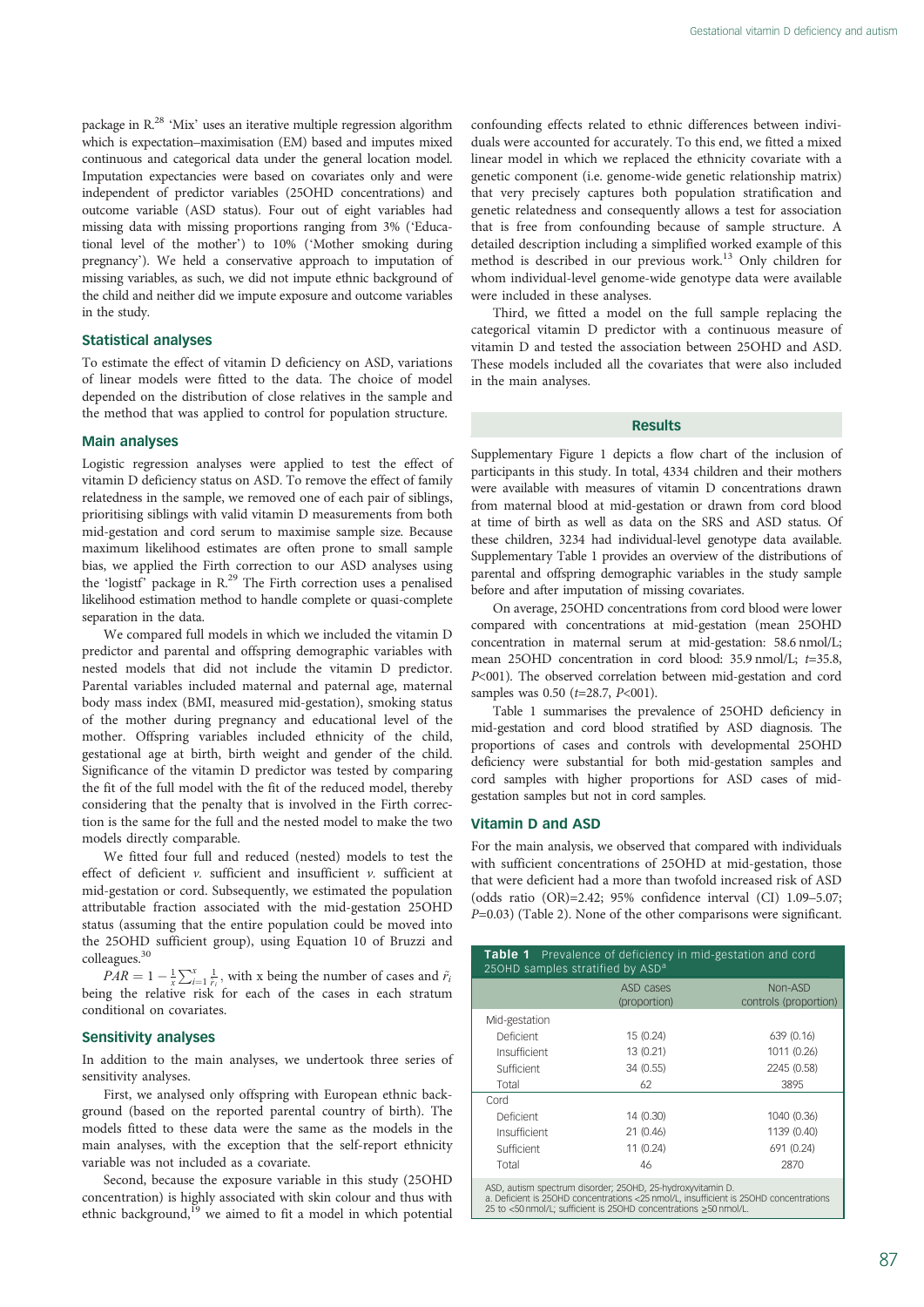package in R.[28] 'Mix' uses an iterative multiple regression algorithm which is expectation–maximisation (EM) based and imputes mixed continuous and categorical data under the general location model. Imputation expectancies were based on covariates only and were independent of predictor variables (25OHD concentrations) and outcome variable (ASD status). Four out of eight variables had missing data with missing proportions ranging from 3% ('Educational level of the mother') to 10% ('Mother smoking during pregnancy'). We held a conservative approach to imputation of missing variables, as such, we did not impute ethnic background of the child and neither did we impute exposure and outcome variables in the study.

### Statistical analyses

To estimate the effect of vitamin D deficiency on ASD, variations of linear models were fitted to the data. The choice of model depended on the distribution of close relatives in the sample and the method that was applied to control for population structure.

### Main analyses

Logistic regression analyses were applied to test the effect of vitamin D deficiency status on ASD. To remove the effect of family relatedness in the sample, we removed one of each pair of siblings, prioritising siblings with valid vitamin D measurements from both mid-gestation and cord serum to maximise sample size. Because maximum likelihood estimates are often prone to small sample bias, we applied the Firth correction to our ASD analyses using the 'logistf' package in R.[29] The Firth correction uses a penalised likelihood estimation method to handle complete or quasi-complete separation in the data.

We compared full models in which we included the vitamin D predictor and parental and offspring demographic variables with nested models that did not include the vitamin D predictor. Parental variables included maternal and paternal age, maternal body mass index (BMI, measured mid-gestation), smoking status of the mother during pregnancy and educational level of the mother. Offspring variables included ethnicity of the child, gestational age at birth, birth weight and gender of the child. Significance of the vitamin D predictor was tested by comparing the fit of the full model with the fit of the reduced model, thereby considering that the penalty that is involved in the Firth correction is the same for the full and the nested model to make the two models directly comparable.

We fitted four full and reduced (nested) models to test the effect of deficient *v.* sufficient and insufficient *v.* sufficient at mid-gestation or cord. Subsequently, we estimated the population attributable fraction associated with the mid-gestation 25OHD status (assuming that the entire population could be moved into the 25OHD sufficient group), using Equation 10 of Bruzzi and colleagues.[30]

$PAR = 1 - \frac{1}{x}\sum_{i=1}^{x}\frac{1}{\tilde{r}_i}$, with x being the number of cases and $\tilde{r}_i$ being the relative risk for each of the cases in each stratum conditional on covariates.

### Sensitivity analyses

In addition to the main analyses, we undertook three series of sensitivity analyses.

First, we analysed only offspring with European ethnic background (based on the reported parental country of birth). The models fitted to these data were the same as the models in the main analyses, with the exception that the self-report ethnicity variable was not included as a covariate.

Second, because the exposure variable in this study (25OHD concentration) is highly associated with skin colour and thus with ethnic background,[19] we aimed to fit a model in which potential confounding effects related to ethnic differences between individuals were accounted for accurately. To this end, we fitted a mixed linear model in which we replaced the ethnicity covariate with a genetic component (i.e. genome-wide genetic relationship matrix) that very precisely captures both population stratification and genetic relatedness and consequently allows a test for association that is free from confounding because of sample structure. A detailed description including a simplified worked example of this method is described in our previous work.[13] Only children for whom individual-level genome-wide genotype data were available were included in these analyses.

Third, we fitted a model on the full sample replacing the categorical vitamin D predictor with a continuous measure of vitamin D and tested the association between 25OHD and ASD. These models included all the covariates that were also included in the main analyses.

## Results

Supplementary Figure 1 depicts a flow chart of the inclusion of participants in this study. In total, 4334 children and their mothers were available with measures of vitamin D concentrations drawn from maternal blood at mid-gestation or drawn from cord blood at time of birth as well as data on the SRS and ASD status. Of these children, 3234 had individual-level genotype data available. Supplementary Table 1 provides an overview of the distributions of parental and offspring demographic variables in the study sample before and after imputation of missing covariates.

On average, 25OHD concentrations from cord blood were lower compared with concentrations at mid-gestation (mean 25OHD concentration in maternal serum at mid-gestation: 58.6 nmol/L; mean 25OHD concentration in cord blood: 35.9 nmol/L; $t$=35.8, $P$<001). The observed correlation between mid-gestation and cord samples was 0.50 ($t$=28.7, $P$<001).

Table 1 summarises the prevalence of 25OHD deficiency in mid-gestation and cord blood stratified by ASD diagnosis. The proportions of cases and controls with developmental 25OHD deficiency were substantial for both mid-gestation samples and cord samples with higher proportions for ASD cases of mid-gestation samples but not in cord samples.

### Vitamin D and ASD

For the main analysis, we observed that compared with individuals with sufficient concentrations of 25OHD at mid-gestation, those that were deficient had a more than twofold increased risk of ASD (odds ratio (OR)=2.42; 95% confidence interval (CI) 1.09–5.07; $P$=0.03) (Table 2). None of the other comparisons were significant.

**Table 1** Prevalence of deficiency in mid-gestation and cord 25OHD samples stratified by ASD[a]

| | ASD cases (proportion) | Non-ASD controls (proportion) |
|---|---|---|
| Mid-gestation | | |
| Deficient | 15 (0.24) | 639 (0.16) |
| Insufficient | 13 (0.21) | 1011 (0.26) |
| Sufficient | 34 (0.55) | 2245 (0.58) |
| Total | 62 | 3895 |
| Cord | | |
| Deficient | 14 (0.30) | 1040 (0.36) |
| Insufficient | 21 (0.46) | 1139 (0.40) |
| Sufficient | 11 (0.24) | 691 (0.24) |
| Total | 46 | 2870 |

ASD, autism spectrum disorder; 25OHD, 25-hydroxyvitamin D.
a. Deficient is 25OHD concentrations <25 nmol/L, insufficient is 25OHD concentrations 25 to <50 nmol/L; sufficient is 25OHD concentrations ≥50 nmol/L.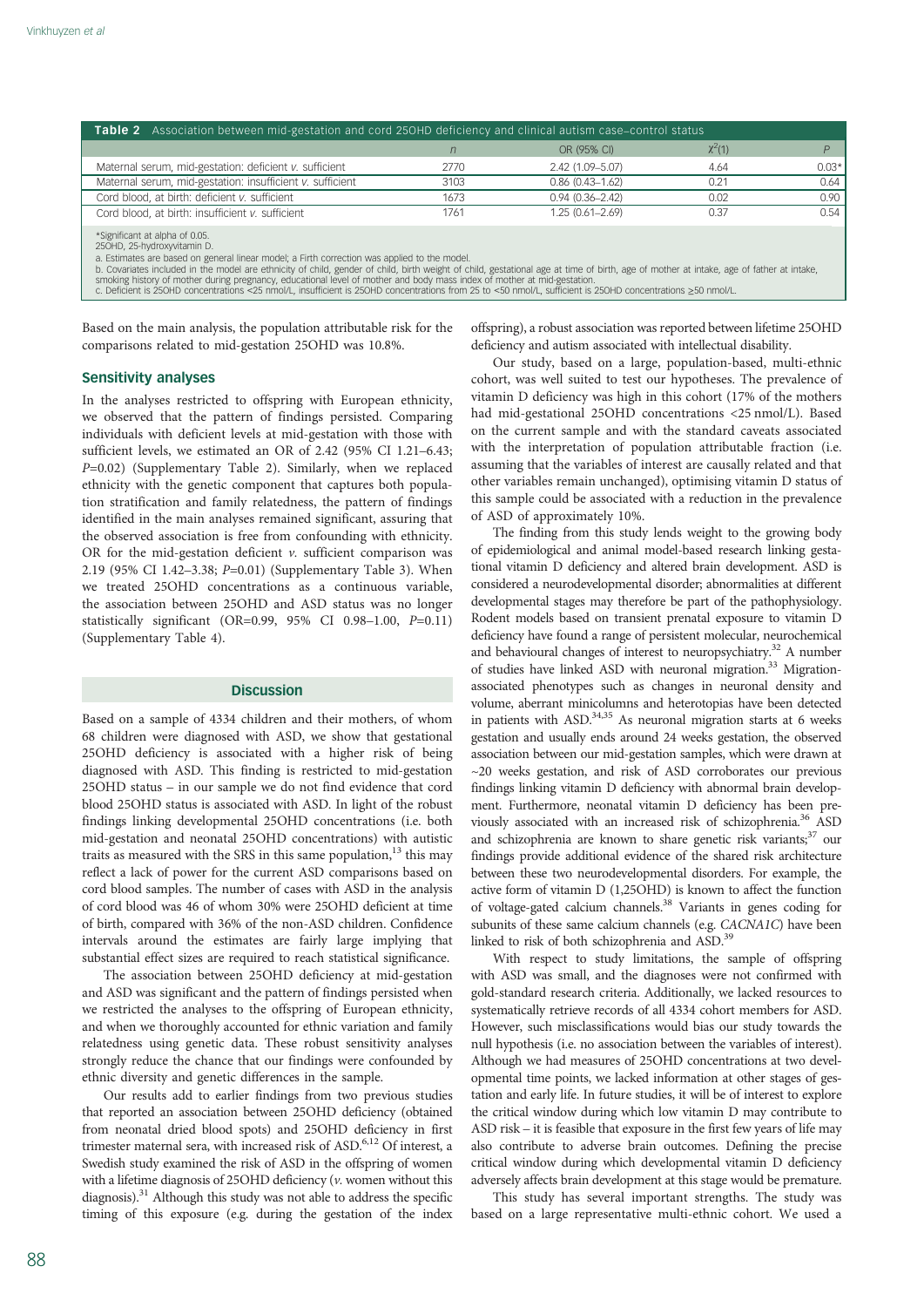**Table 2** Association between mid-gestation and cord 25OHD deficiency and clinical autism case–control status

| | $n$ | OR (95% CI) | $\chi^2(1)$ | $P$ |
|---|---|---|---|---|
| Maternal serum, mid-gestation: deficient *v.* sufficient | 2770 | 2.42 (1.09–5.07) | 4.64 | 0.03* |
| Maternal serum, mid-gestation: insufficient *v.* sufficient | 3103 | 0.86 (0.43–1.62) | 0.21 | 0.64 |
| Cord blood, at birth: deficient *v.* sufficient | 1673 | 0.94 (0.36–2.42) | 0.02 | 0.90 |
| Cord blood, at birth: insufficient *v.* sufficient | 1761 | 1.25 (0.61–2.69) | 0.37 | 0.54 |

*Significant at alpha of 0.05.
25OHD, 25-hydroxyvitamin D.
a. Estimates are based on general linear model; a Firth correction was applied to the model.
b. Covariates included in the model are ethnicity of child, gender of child, birth weight of child, gestational age at time of birth, age of mother at intake, age of father at intake, smoking history of mother during pregnancy, educational level of mother and body mass index of mother at mid-gestation.
c. Deficient is 25OHD concentrations <25 nmol/L, insufficient is 25OHD concentrations from 25 to <50 nmol/L, sufficient is 25OHD concentrations ≥50 nmol/L.

Based on the main analysis, the population attributable risk for the comparisons related to mid-gestation 25OHD was 10.8%.

### Sensitivity analyses

In the analyses restricted to offspring with European ethnicity, we observed that the pattern of findings persisted. Comparing individuals with deficient levels at mid-gestation with those with sufficient levels, we estimated an OR of 2.42 (95% CI 1.21–6.43; $P$=0.02) (Supplementary Table 2). Similarly, when we replaced ethnicity with the genetic component that captures both population stratification and family relatedness, the pattern of findings identified in the main analyses remained significant, assuring that the observed association is free from confounding with ethnicity. OR for the mid-gestation deficient *v.* sufficient comparison was 2.19 (95% CI 1.42–3.38; $P$=0.01) (Supplementary Table 3). When we treated 25OHD concentrations as a continuous variable, the association between 25OHD and ASD status was no longer statistically significant (OR=0.99, 95% CI 0.98–1.00, $P$=0.11) (Supplementary Table 4).

## Discussion

Based on a sample of 4334 children and their mothers, of whom 68 children were diagnosed with ASD, we show that gestational 25OHD deficiency is associated with a higher risk of being diagnosed with ASD. This finding is restricted to mid-gestation 25OHD status – in our sample we do not find evidence that cord blood 25OHD status is associated with ASD. In light of the robust findings linking developmental 25OHD concentrations (i.e. both mid-gestation and neonatal 25OHD concentrations) with autistic traits as measured with the SRS in this same population,[13] this may reflect a lack of power for the current ASD comparisons based on cord blood samples. The number of cases with ASD in the analysis of cord blood was 46 of whom 30% were 25OHD deficient at time of birth, compared with 36% of the non-ASD children. Confidence intervals around the estimates are fairly large implying that substantial effect sizes are required to reach statistical significance.

The association between 25OHD deficiency at mid-gestation and ASD was significant and the pattern of findings persisted when we restricted the analyses to the offspring of European ethnicity, and when we thoroughly accounted for ethnic variation and family relatedness using genetic data. These robust sensitivity analyses strongly reduce the chance that our findings were confounded by ethnic diversity and genetic differences in the sample.

Our results add to earlier findings from two previous studies that reported an association between 25OHD deficiency (obtained from neonatal dried blood spots) and 25OHD deficiency in first trimester maternal sera, with increased risk of ASD.[6,12] Of interest, a Swedish study examined the risk of ASD in the offspring of women with a lifetime diagnosis of 25OHD deficiency (*v.* women without this diagnosis).[31] Although this study was not able to address the specific timing of this exposure (e.g. during the gestation of the index offspring), a robust association was reported between lifetime 25OHD deficiency and autism associated with intellectual disability.

Our study, based on a large, population-based, multi-ethnic cohort, was well suited to test our hypotheses. The prevalence of vitamin D deficiency was high in this cohort (17% of the mothers had mid-gestational 25OHD concentrations <25 nmol/L). Based on the current sample and with the standard caveats associated with the interpretation of population attributable fraction (i.e. assuming that the variables of interest are causally related and that other variables remain unchanged), optimising vitamin D status of this sample could be associated with a reduction in the prevalence of ASD of approximately 10%.

The finding from this study lends weight to the growing body of epidemiological and animal model-based research linking gestational vitamin D deficiency and altered brain development. ASD is considered a neurodevelopmental disorder; abnormalities at different developmental stages may therefore be part of the pathophysiology. Rodent models based on transient prenatal exposure to vitamin D deficiency have found a range of persistent molecular, neurochemical and behavioural changes of interest to neuropsychiatry.[32] A number of studies have linked ASD with neuronal migration.[33] Migration-associated phenotypes such as changes in neuronal density and volume, aberrant minicolumns and heterotopias have been detected in patients with ASD.[34,35] As neuronal migration starts at 6 weeks gestation and usually ends around 24 weeks gestation, the observed association between our mid-gestation samples, which were drawn at ~20 weeks gestation, and risk of ASD corroborates our previous findings linking vitamin D deficiency with abnormal brain development. Furthermore, neonatal vitamin D deficiency has been previously associated with an increased risk of schizophrenia.[36] ASD and schizophrenia are known to share genetic risk variants;[37] our findings provide additional evidence of the shared risk architecture between these two neurodevelopmental disorders. For example, the active form of vitamin D (1,25OHD) is known to affect the function of voltage-gated calcium channels.[38] Variants in genes coding for subunits of these same calcium channels (e.g. *CACNA1C*) have been linked to risk of both schizophrenia and ASD.[39]

With respect to study limitations, the sample of offspring with ASD was small, and the diagnoses were not confirmed with gold-standard research criteria. Additionally, we lacked resources to systematically retrieve records of all 4334 cohort members for ASD. However, such misclassifications would bias our study towards the null hypothesis (i.e. no association between the variables of interest). Although we had measures of 25OHD concentrations at two developmental time points, we lacked information at other stages of gestation and early life. In future studies, it will be of interest to explore the critical window during which low vitamin D may contribute to ASD risk – it is feasible that exposure in the first few years of life may also contribute to adverse brain outcomes. Defining the precise critical window during which developmental vitamin D deficiency adversely affects brain development at this stage would be premature.

This study has several important strengths. The study was based on a large representative multi-ethnic cohort. We used a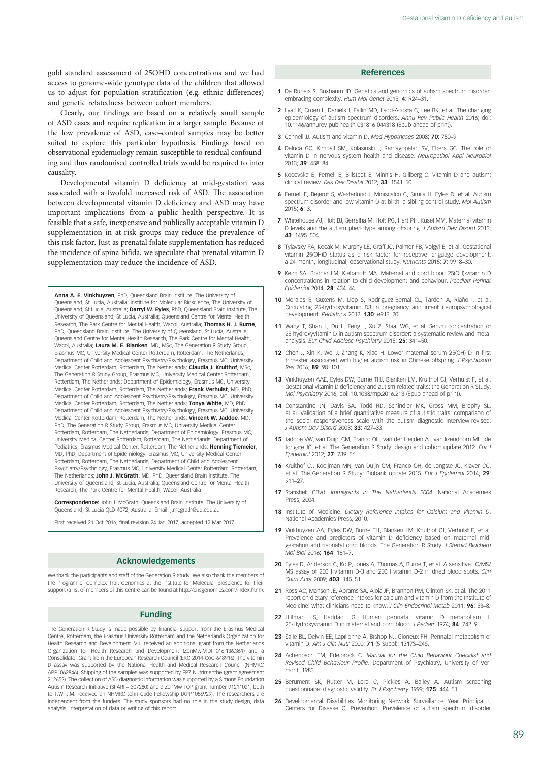gold standard assessment of 25OHD concentrations and we had access to genome-wide genotype data of the children that allowed us to adjust for population stratification (e.g. ethnic differences) and genetic relatedness between cohort members.

Clearly, our findings are based on a relatively small sample of ASD cases and require replication in a larger sample. Because of the low prevalence of ASD, case–control samples may be better suited to explore this particular hypothesis. Findings based on observational epidemiology remain susceptible to residual confounding and thus randomised controlled trials would be required to infer causality.

Developmental vitamin D deficiency at mid-gestation was associated with a twofold increased risk of ASD. The association between developmental vitamin D deficiency and ASD may have important implications from a public health perspective. It is feasible that a safe, inexpensive and publically acceptable vitamin D supplementation in at-risk groups may reduce the prevalence of this risk factor. Just as prenatal folate supplementation has reduced the incidence of spina bifida, we speculate that prenatal vitamin D supplementation may reduce the incidence of ASD.

**Anna A. E. Vinkhuyzen**, PhD, Queensland Brain Institute, The University of Queensland, St Lucia, Australia; Institute for Molecular Bioscience, The University of Queensland, St Lucia, Australia; **Darryl W. Eyles**, PhD, Queensland Brain Institute, The University of Queensland, St Lucia, Australia; Queensland Centre for Mental Health Research, The Park Centre for Mental Health, Wacol, Australia; **Thomas H. J. Burne**, PhD, Queensland Brain Institute, The University of Queensland, St Lucia, Australia; Queensland Centre for Mental Health Research, The Park Centre for Mental Health, Wacol, Australia; **Laura M. E. Blanken**, MD, MSc, The Generation R Study Group, Erasmus MC, University Medical Center Rotterdam, Rotterdam, The Netherlands; Department of Child and Adolescent Psychiatry/Psychology, Erasmus MC, University Medical Center Rotterdam, Rotterdam, The Netherlands; **Claudia J. Kruithof**, MSc, The Generation R Study Group, Erasmus MC, University Medical Center Rotterdam, Rotterdam, The Netherlands; Department of Epidemiology, Erasmus MC, University Medical Center Rotterdam, Rotterdam, The Netherlands; **Frank Verhulst**, MD, PhD, Department of Child and Adolescent Psychiatry/Psychology, Erasmus MC, University Medical Center Rotterdam, Rotterdam, The Netherlands; **Tonya White**, MD, PhD, Department of Child and Adolescent Psychiatry/Psychology, Erasmus MC, University Medical Center Rotterdam, Rotterdam, The Netherlands; **Vincent W. Jaddoe**, MD, PhD, The Generation R Study Group, Erasmus MC, University Medical Center Rotterdam, Rotterdam, The Netherlands; Department of Epidemiology, Erasmus MC, University Medical Center Rotterdam, Rotterdam, The Netherlands; Department of Pediatrics, Erasmus Medical Center, Rotterdam, The Netherlands; **Henning Tiemeier**, MD, PhD, Department of Epidemiology, Erasmus MC, University Medical Center Rotterdam, Rotterdam, The Netherlands; Department of Child and Adolescent Psychiatry/Psychology, Erasmus MC, University Medical Center Rotterdam, Rotterdam, The Netherlands; **John J. McGrath**, MD, PhD, Queensland Brain Institute, The University of Queensland, St Lucia, Australia; Queensland Centre for Mental Health Research, The Park Centre for Mental Health, Wacol, Australia

**Correspondence:** John J. McGrath, Queensland Brain Institute, The University of Queensland, St Lucia QLD 4072, Australia. Email: j.mcgrath@uq.edu.au

First received 21 Oct 2016, final revision 24 Jan 2017, accepted 12 Mar 2017

## Acknowledgements

We thank the participants and staff of the Generation R study. We also thank the members of the Program of Complex Trait Genomics at the Institute for Molecular Bioscience for their support (a list of members of this centre can be found at http://cnsgenomics.com/index.html).

## Funding

The Generation R Study is made possible by financial support from the Erasmus Medical Centre, Rotterdam, the Erasmus University Rotterdam and the Netherlands Organization for Health Research and Development. V.J. received an additional grant from the Netherlands Organization for Health Research and Development (ZonMw-VIDI 016.136.361) and a Consolidator Grant from the European Research Council (ERC-2014-CoG-648916). The vitamin D assay was supported by the National Health and Medical Research Council (NHMRC APP1062846). Shipping of the samples was supported by FP7 Nutrimenthe (grant agreement 212652). The collection of ASD diagnostic information was supported by a Simons Foundation Autism Research Initiative (SFARI – 307280) and a ZonMw TOP grant number 91211021, both to T.W. J.M. received an NHMRC John Cade Fellowship (APP1056929). The researchers are independent from the funders. The study sponsors had no role in the study design, data analysis, interpretation of data or writing of this report.

## References

1 De Rubeis S, Buxbaum JD. Genetics and genomics of autism spectrum disorder: embracing complexity. *Hum Mol Genet* 2015; **4**: R24–31.

2 Lyall K, Croen L, Daniels J, Fallin MD, Ladd-Acosta C, Lee BK, et al. The changing epidemiology of autism spectrum disorders. *Annu Rev Public Health* 2016; doi: 10.1146/annurev-publhealth-031816-044318 (Epub ahead of print).

3 Cannell JJ. Autism and vitamin D. *Med Hypotheses* 2008; **70**: 750–9.

4 Deluca GC, Kimball SM, Kolasinski J, Ramagopalan SV, Ebers GC. The role of vitamin D in nervous system health and disease. *Neuropathol Appl Neurobiol* 2013; **39**: 458–84.

5 Kocovska E, Fernell E, Billstedt E, Minnis H, Gillberg C. Vitamin D and autism: clinical review. *Res Dev Disabil* 2012; **33**: 1541–50.

6 Fernell E, Bejerot S, Westerlund J, Miniscalco C, Simila H, Eyles D, et al. Autism spectrum disorder and low vitamin D at birth: a sibling control study. *Mol Autism* 2015; **6**: 3.

7 Whitehouse AJ, Holt BJ, Serralha M, Holt PG, Hart PH, Kusel MM. Maternal vitamin D levels and the autism phenotype among offspring. *J Autism Dev Disord* 2013; **43**: 1495–504.

8 Tylavsky FA, Kocak M, Murphy LE, Graff JC, Palmer FB, Volgyi E, et al. Gestational vitamin 25(OH)D status as a risk factor for receptive language development: a 24-month, longitudinal, observational study. *Nutrients* 2015; **7**: 9918–30.

9 Keim SA, Bodnar LM, Klebanoff MA. Maternal and cord blood 25(OH)-vitamin D concentrations in relation to child development and behaviour. *Paediatr Perinat Epidemiol* 2014; **28**: 434–44.

10 Morales E, Guxens M, Llop S, Rodriguez-Bernal CL, Tardon A, Riaño I, et al. Circulating 25-hydroxyvitamin D3 in pregnancy and infant neuropsychological development. *Pediatrics* 2012; **130**: e913–20.

11 Wang T, Shan L, Du L, Feng J, Xu Z, Staal WG, et al. Serum concentration of 25-hydroxyvitamin D in autism spectrum disorder: a systematic review and meta-analysis. *Eur Child Adolesc Psychiatry* 2015; **25**: 341–50.

12 Chen J, Xin K, Wei J, Zhang K, Xiao H. Lower maternal serum 25(OH) D in first trimester associated with higher autism risk in Chinese offspring. *J Psychosom Res* 2016; **89**: 98–101.

13 Vinkhuyzen AAE, Eyles DW, Burne THJ, Blanken LM, Kruithof CJ, Verhulst F, et al. Gestational vitamin D deficiency and autism-related traits: the Generation R Study. *Mol Psychiatry* 2016; doi: 10.1038/mp.2016.213 (Epub ahead of print).

14 Constantino JN, Davis SA, Todd RD, Schindler MK, Gross MM, Brophy SL, et al. Validation of a brief quantitative measure of autistic traits: comparison of the social responsiveness scale with the autism diagnostic interview-revised. *J Autism Dev Disord* 2003; **33**: 427–33.

15 Jaddoe VW, van Duijn CM, Franco OH, van der Heijden AJ, van Iizendoorn MH, de Jongste JC, et al. The Generation R Study: design and cohort update 2012. *Eur J Epidemiol* 2012; **27**: 739–56.

16 Kruithof CJ, Kooijman MN, van Duijn CM, Franco OH, de Jongste JC, Klaver CC, et al. The Generation R Study: Biobank update 2015. *Eur J Epidemiol* 2014; **29**: 911–27.

17 Statistiek CBvd. *Immigrants in The Netherlands 2004*. National Academies Press, 2004.

18 Institute of Medicine. *Dietary Reference Intakes for Calcium and Vitamin D*. National Academies Press, 2010.

19 Vinkhuyzen AA, Eyles DW, Burne TH, Blanken LM, Kruithof CJ, Verhulst F, et al. Prevalence and predictors of vitamin D deficiency based on maternal mid-gestation and neonatal cord bloods: The Generation R Study. *J Steroid Biochem Mol Biol* 2016; **164**: 161–7.

20 Eyles D, Anderson C, Ko P, Jones A, Thomas A, Burne T, et al. A sensitive LC/MS/MS assay of 25OH vitamin D-3 and 25OH vitamin D-2 in dried blood spots. *Clin Chim Acta* 2009; **403**: 145–51.

21 Ross AC, Manson JE, Abrams SA, Aloia JF, Brannon PM, Clinton SK, et al. The 2011 report on dietary reference intakes for calcium and vitamin D from the Institute of Medicine: what clinicians need to know. *J Clin Endocrinol Metab* 2011; **96**: 53–8.

22 Hillman LS, Haddad JG. Human perinatal vitamin D metabolism. I. 25-Hydroxyvitamin D in maternal and cord blood. *J Pediatr* 1974; **84**: 742–9.

23 Salle BL, Delvin EE, Lapillonne A, Bishop NJ, Glorieux FH. Perinatal metabolism of vitamin D. *Am J Clin Nutr* 2000; **71** (5 Suppl): 1317S–24S.

24 Achenbach TM, Edelbrock C. *Manual for the Child Behaviour Checklist and Revised Child Behaviour Profile*. Department of Psychiatry, University of Vermont, 1983.

25 Berument SK, Rutter M, Lord C, Pickles A, Bailey A. Autism screening questionnaire: diagnostic validity. *Br J Psychiatry* 1999; **175**: 444–51.

26 Developmental Disabilities Monitoring Network Surveillance Year Principal I, Centers for Disease C, Prevention. Prevalence of autism spectrum disorder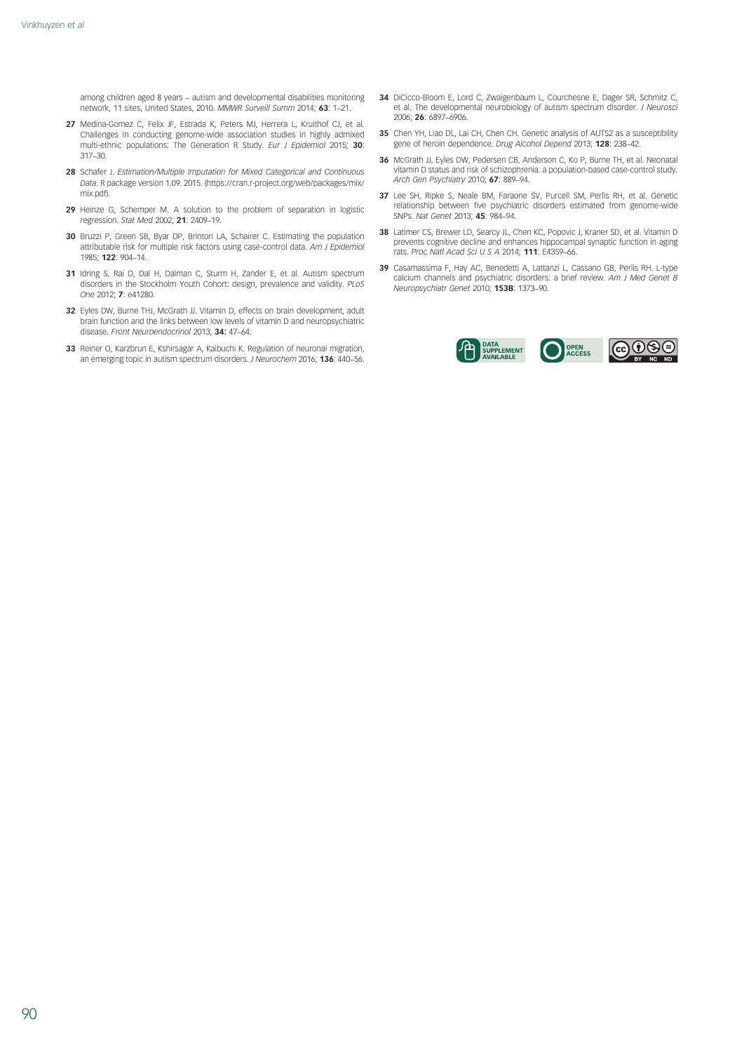among children aged 8 years – autism and developmental disabilities monitoring network, 11 sites, United States, 2010. *MMWR Surveill Summ* 2014; **63**: 1–21.

**27** Medina-Gomez C, Felix JF, Estrada K, Peters MJ, Herrera L, Kruithof CJ, et al. Challenges in conducting genome-wide association studies in highly admixed multi-ethnic populations: The Generation R Study. *Eur J Epidemiol* 2015; **30**: 317–30.

**28** Schafer J. *Estimation/Multiple Imputation for Mixed Categorical and Continuous Data*. R package version 1.09. 2015. (https://cran.r-project.org/web/packages/mix/mix.pdf).

**29** Heinze G, Schemper M. A solution to the problem of separation in logistic regression. *Stat Med* 2002; **21**: 2409–19.

**30** Bruzzi P, Green SB, Byar DP, Brinton LA, Schairer C. Estimating the population attributable risk for multiple risk factors using case-control data. *Am J Epidemiol* 1985; **122**: 904–14.

**31** Idring S, Rai D, Dal H, Dalman C, Sturm H, Zander E, et al. Autism spectrum disorders in the Stockholm Youth Cohort: design, prevalence and validity. *PLoS One* 2012; **7**: e41280.

**32** Eyles DW, Burne THJ, McGrath JJ. Vitamin D, effects on brain development, adult brain function and the links between low levels of vitamin D and neuropsychiatric disease. *Front Neuroendocrinol* 2013; **34:** 47–64.

**33** Reiner O, Karzbrun E, Kshirsagar A, Kaibuchi K. Regulation of neuronal migration, an emerging topic in autism spectrum disorders. *J Neurochem* 2016; **136**: 440–56.

**34** DiCicco-Bloom E, Lord C, Zwaigenbaum L, Courchesne E, Dager SR, Schmitz C, et al. The developmental neurobiology of autism spectrum disorder. *J Neurosci* 2006; **26**: 6897–6906.

**35** Chen YH, Liao DL, Lai CH, Chen CH. Genetic analysis of AUTS2 as a susceptibility gene of heroin dependence. *Drug Alcohol Depend* 2013; **128**: 238–42.

**36** McGrath JJ, Eyles DW, Pedersen CB, Anderson C, Ko P, Burne TH, et al. Neonatal vitamin D status and risk of schizophrenia: a population-based case-control study. *Arch Gen Psychiatry* 2010; **67**: 889–94.

**37** Lee SH, Ripke S, Neale BM, Faraone SV, Purcell SM, Perlis RH, et al. Genetic relationship between five psychiatric disorders estimated from genome-wide SNPs. *Nat Genet* 2013; **45**: 984–94.

**38** Latimer CS, Brewer LD, Searcy JL, Chen KC, Popovic J, Kraner SD, et al. Vitamin D prevents cognitive decline and enhances hippocampal synaptic function in aging rats. *Proc Natl Acad Sci U S A* 2014; **111**: E4359–66.

**39** Casamassima F, Hay AC, Benedetti A, Lattanzi L, Cassano GB, Perlis RH. L-type calcium channels and psychiatric disorders: a brief review. *Am J Med Genet B Neuropsychiatr Genet* 2010; **153B**: 1373–90.